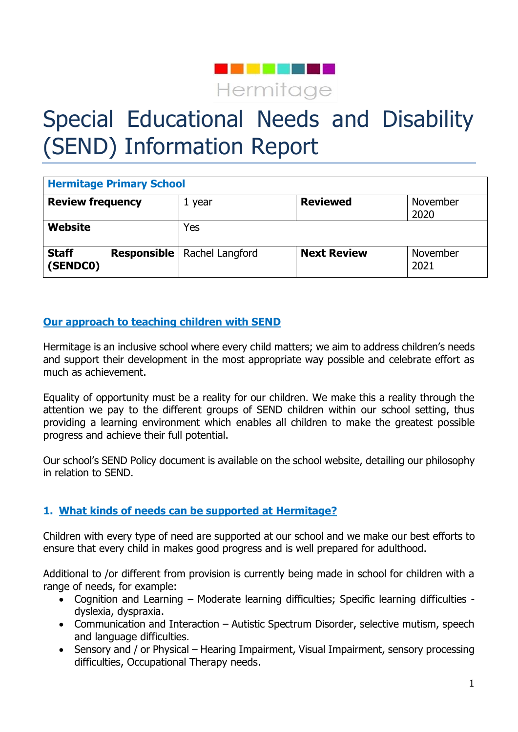Hermitage

# Special Educational Needs and Disability (SEND) Information Report

| Hermitage Primary School | | | |
|---|---|---|---|
| **Review frequency** | 1 year | **Reviewed** | November 2020 |
| **Website** | Yes | | |
| **Staff Responsible (SENDC0)** | Rachel Langford | **Next Review** | November 2021 |

## Our approach to teaching children with SEND

Hermitage is an inclusive school where every child matters; we aim to address children's needs and support their development in the most appropriate way possible and celebrate effort as much as achievement.

Equality of opportunity must be a reality for our children. We make this a reality through the attention we pay to the different groups of SEND children within our school setting, thus providing a learning environment which enables all children to make the greatest possible progress and achieve their full potential.

Our school's SEND Policy document is available on the school website, detailing our philosophy in relation to SEND.

## 1. What kinds of needs can be supported at Hermitage?

Children with every type of need are supported at our school and we make our best efforts to ensure that every child in makes good progress and is well prepared for adulthood.

Additional to /or different from provision is currently being made in school for children with a range of needs, for example:

- Cognition and Learning – Moderate learning difficulties; Specific learning difficulties - dyslexia, dyspraxia.
- Communication and Interaction – Autistic Spectrum Disorder, selective mutism, speech and language difficulties.
- Sensory and / or Physical – Hearing Impairment, Visual Impairment, sensory processing difficulties, Occupational Therapy needs.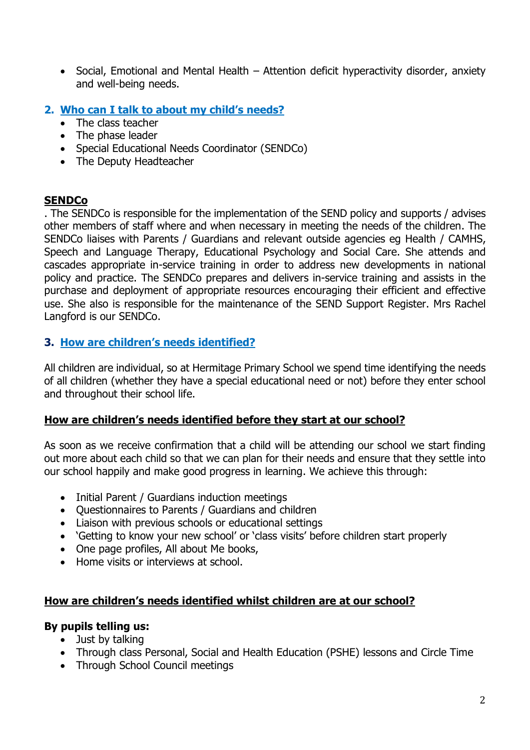- Social, Emotional and Mental Health – Attention deficit hyperactivity disorder, anxiety and well-being needs.

## 2. Who can I talk to about my child's needs?

- The class teacher
- The phase leader
- Special Educational Needs Coordinator (SENDCo)
- The Deputy Headteacher

### SENDCo

. The SENDCo is responsible for the implementation of the SEND policy and supports / advises other members of staff where and when necessary in meeting the needs of the children. The SENDCo liaises with Parents / Guardians and relevant outside agencies eg Health / CAMHS, Speech and Language Therapy, Educational Psychology and Social Care. She attends and cascades appropriate in-service training in order to address new developments in national policy and practice. The SENDCo prepares and delivers in-service training and assists in the purchase and deployment of appropriate resources encouraging their efficient and effective use. She also is responsible for the maintenance of the SEND Support Register. Mrs Rachel Langford is our SENDCo.

## 3. How are children's needs identified?

All children are individual, so at Hermitage Primary School we spend time identifying the needs of all children (whether they have a special educational need or not) before they enter school and throughout their school life.

### How are children's needs identified before they start at our school?

As soon as we receive confirmation that a child will be attending our school we start finding out more about each child so that we can plan for their needs and ensure that they settle into our school happily and make good progress in learning. We achieve this through:

- Initial Parent / Guardians induction meetings
- Questionnaires to Parents / Guardians and children
- Liaison with previous schools or educational settings
- 'Getting to know your new school' or 'class visits' before children start properly
- One page profiles, All about Me books,
- Home visits or interviews at school.

### How are children's needs identified whilst children are at our school?

**By pupils telling us:**

- Just by talking
- Through class Personal, Social and Health Education (PSHE) lessons and Circle Time
- Through School Council meetings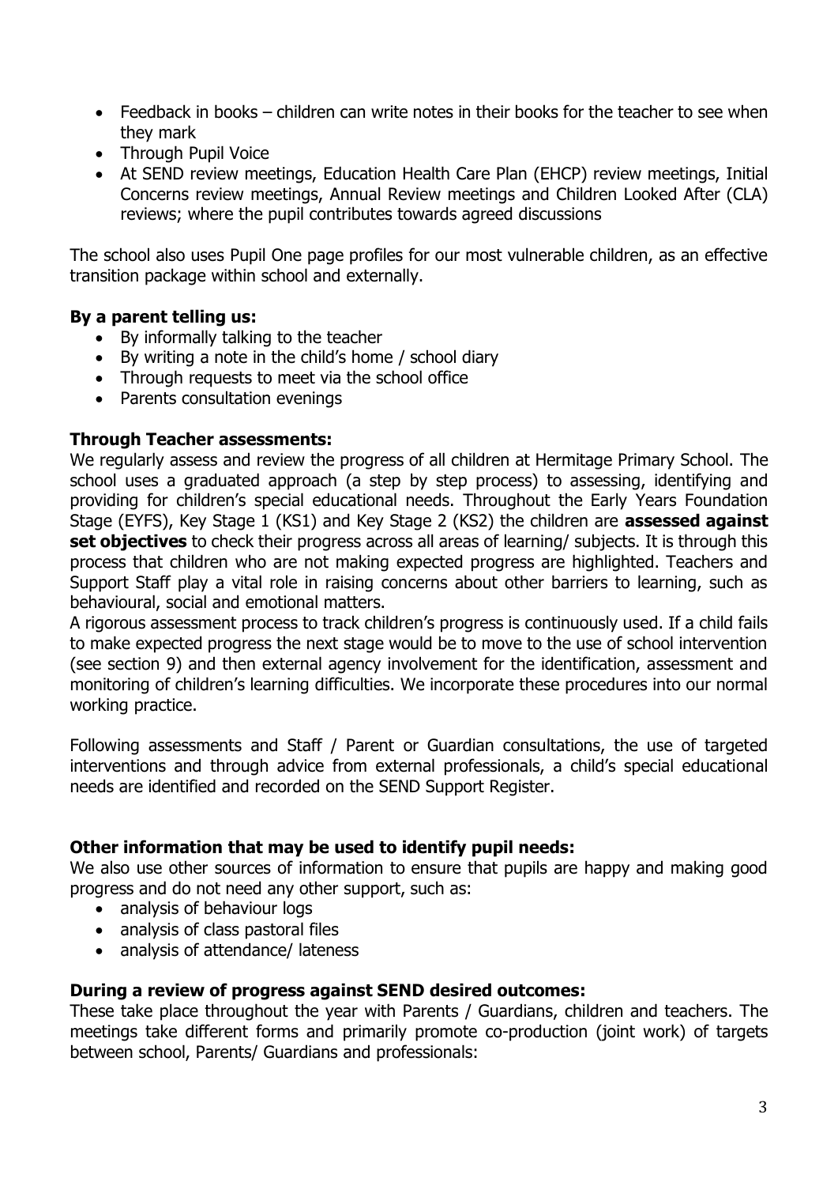- Feedback in books – children can write notes in their books for the teacher to see when they mark
- Through Pupil Voice
- At SEND review meetings, Education Health Care Plan (EHCP) review meetings, Initial Concerns review meetings, Annual Review meetings and Children Looked After (CLA) reviews; where the pupil contributes towards agreed discussions

The school also uses Pupil One page profiles for our most vulnerable children, as an effective transition package within school and externally.

**By a parent telling us:**

- By informally talking to the teacher
- By writing a note in the child's home / school diary
- Through requests to meet via the school office
- Parents consultation evenings

**Through Teacher assessments:**

We regularly assess and review the progress of all children at Hermitage Primary School. The school uses a graduated approach (a step by step process) to assessing, identifying and providing for children's special educational needs. Throughout the Early Years Foundation Stage (EYFS), Key Stage 1 (KS1) and Key Stage 2 (KS2) the children are **assessed against set objectives** to check their progress across all areas of learning/ subjects. It is through this process that children who are not making expected progress are highlighted. Teachers and Support Staff play a vital role in raising concerns about other barriers to learning, such as behavioural, social and emotional matters.

A rigorous assessment process to track children's progress is continuously used. If a child fails to make expected progress the next stage would be to move to the use of school intervention (see section 9) and then external agency involvement for the identification, assessment and monitoring of children's learning difficulties. We incorporate these procedures into our normal working practice.

Following assessments and Staff / Parent or Guardian consultations, the use of targeted interventions and through advice from external professionals, a child's special educational needs are identified and recorded on the SEND Support Register.

**Other information that may be used to identify pupil needs:**

We also use other sources of information to ensure that pupils are happy and making good progress and do not need any other support, such as:

- analysis of behaviour logs
- analysis of class pastoral files
- analysis of attendance/ lateness

**During a review of progress against SEND desired outcomes:**

These take place throughout the year with Parents / Guardians, children and teachers. The meetings take different forms and primarily promote co-production (joint work) of targets between school, Parents/ Guardians and professionals: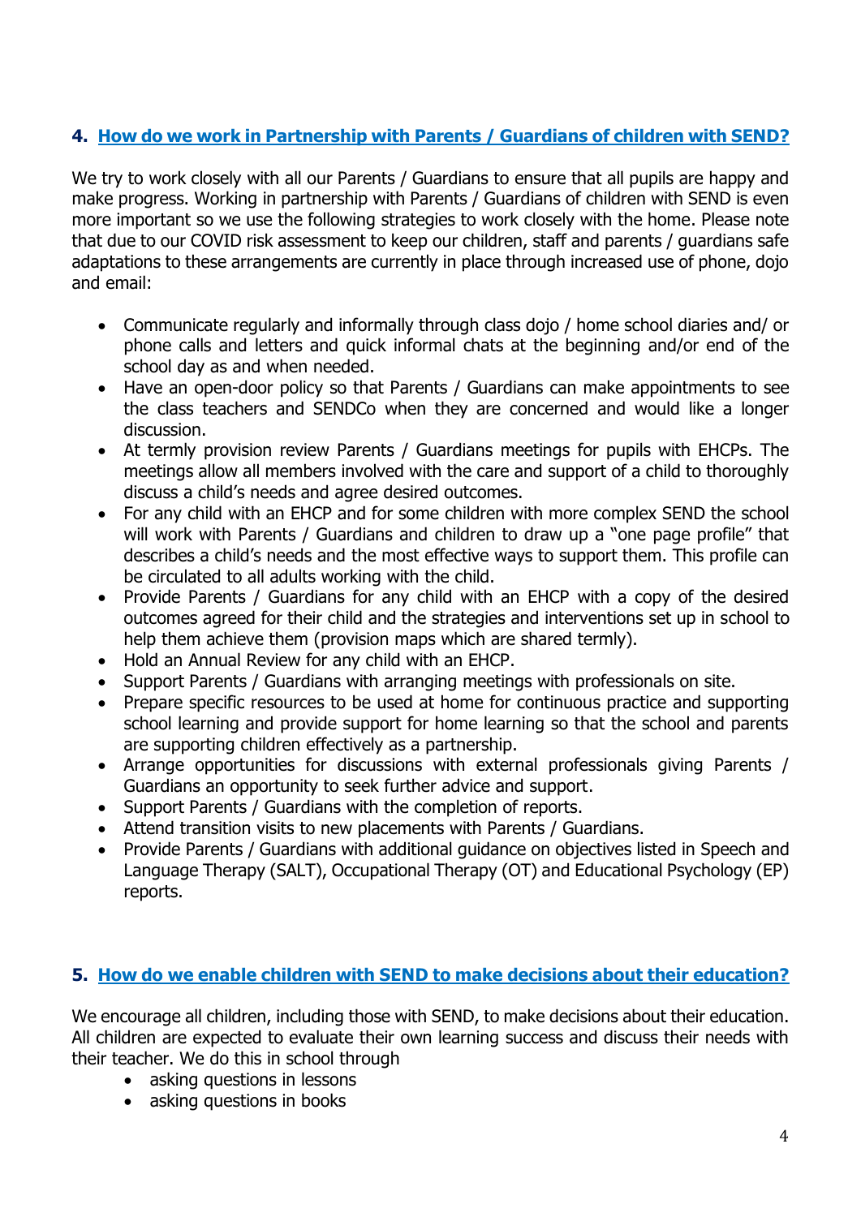## 4. How do we work in Partnership with Parents / Guardians of children with SEND?

We try to work closely with all our Parents / Guardians to ensure that all pupils are happy and make progress. Working in partnership with Parents / Guardians of children with SEND is even more important so we use the following strategies to work closely with the home. Please note that due to our COVID risk assessment to keep our children, staff and parents / guardians safe adaptations to these arrangements are currently in place through increased use of phone, dojo and email:

- Communicate regularly and informally through class dojo / home school diaries and/ or phone calls and letters and quick informal chats at the beginning and/or end of the school day as and when needed.
- Have an open-door policy so that Parents / Guardians can make appointments to see the class teachers and SENDCo when they are concerned and would like a longer discussion.
- At termly provision review Parents / Guardians meetings for pupils with EHCPs. The meetings allow all members involved with the care and support of a child to thoroughly discuss a child's needs and agree desired outcomes.
- For any child with an EHCP and for some children with more complex SEND the school will work with Parents / Guardians and children to draw up a "one page profile" that describes a child's needs and the most effective ways to support them. This profile can be circulated to all adults working with the child.
- Provide Parents / Guardians for any child with an EHCP with a copy of the desired outcomes agreed for their child and the strategies and interventions set up in school to help them achieve them (provision maps which are shared termly).
- Hold an Annual Review for any child with an EHCP.
- Support Parents / Guardians with arranging meetings with professionals on site.
- Prepare specific resources to be used at home for continuous practice and supporting school learning and provide support for home learning so that the school and parents are supporting children effectively as a partnership.
- Arrange opportunities for discussions with external professionals giving Parents / Guardians an opportunity to seek further advice and support.
- Support Parents / Guardians with the completion of reports.
- Attend transition visits to new placements with Parents / Guardians.
- Provide Parents / Guardians with additional guidance on objectives listed in Speech and Language Therapy (SALT), Occupational Therapy (OT) and Educational Psychology (EP) reports.

## 5. How do we enable children with SEND to make decisions about their education?

We encourage all children, including those with SEND, to make decisions about their education. All children are expected to evaluate their own learning success and discuss their needs with their teacher. We do this in school through

- asking questions in lessons
- asking questions in books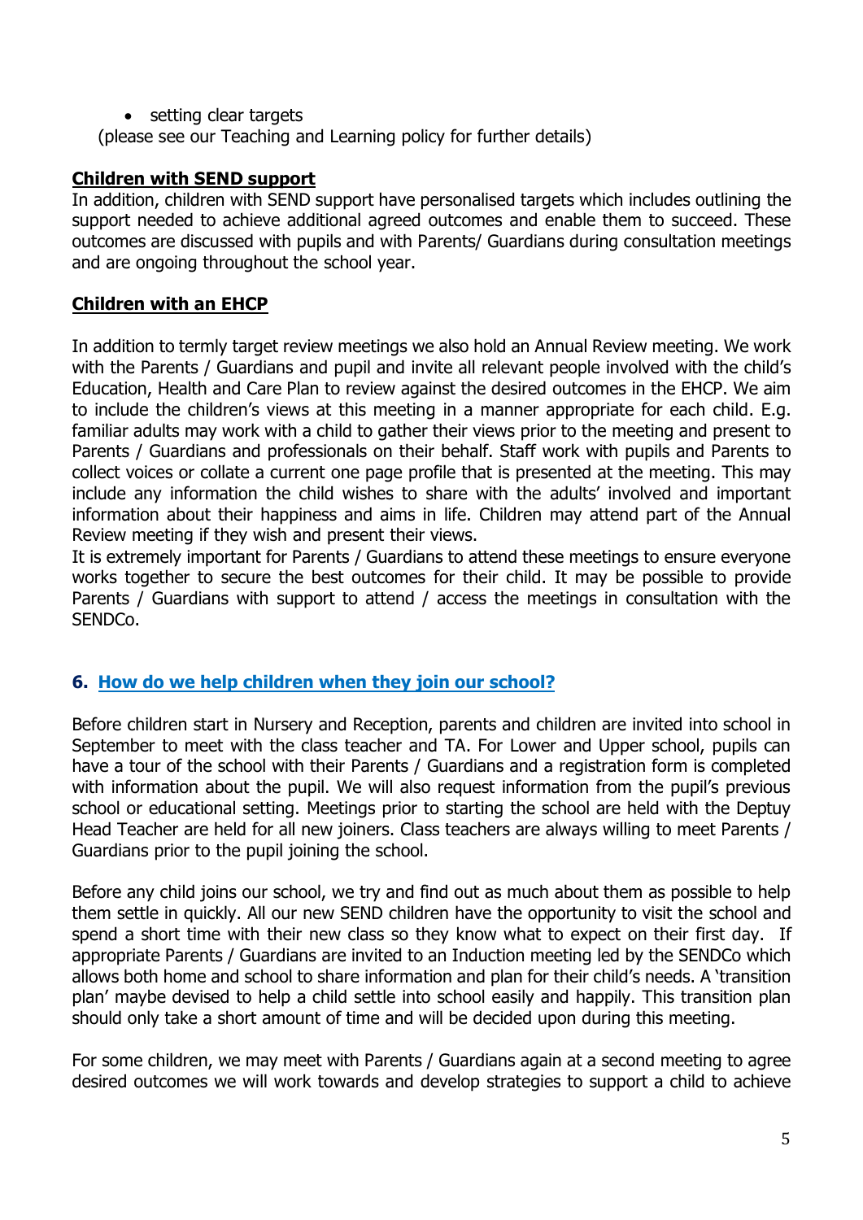- setting clear targets

(please see our Teaching and Learning policy for further details)

**Children with SEND support**

In addition, children with SEND support have personalised targets which includes outlining the support needed to achieve additional agreed outcomes and enable them to succeed. These outcomes are discussed with pupils and with Parents/ Guardians during consultation meetings and are ongoing throughout the school year.

**Children with an EHCP**

In addition to termly target review meetings we also hold an Annual Review meeting. We work with the Parents / Guardians and pupil and invite all relevant people involved with the child's Education, Health and Care Plan to review against the desired outcomes in the EHCP. We aim to include the children's views at this meeting in a manner appropriate for each child. E.g. familiar adults may work with a child to gather their views prior to the meeting and present to Parents / Guardians and professionals on their behalf. Staff work with pupils and Parents to collect voices or collate a current one page profile that is presented at the meeting. This may include any information the child wishes to share with the adults' involved and important information about their happiness and aims in life. Children may attend part of the Annual Review meeting if they wish and present their views.

It is extremely important for Parents / Guardians to attend these meetings to ensure everyone works together to secure the best outcomes for their child. It may be possible to provide Parents / Guardians with support to attend / access the meetings in consultation with the SENDCo.

## 6. How do we help children when they join our school?

Before children start in Nursery and Reception, parents and children are invited into school in September to meet with the class teacher and TA. For Lower and Upper school, pupils can have a tour of the school with their Parents / Guardians and a registration form is completed with information about the pupil. We will also request information from the pupil's previous school or educational setting. Meetings prior to starting the school are held with the Deptuy Head Teacher are held for all new joiners. Class teachers are always willing to meet Parents / Guardians prior to the pupil joining the school.

Before any child joins our school, we try and find out as much about them as possible to help them settle in quickly. All our new SEND children have the opportunity to visit the school and spend a short time with their new class so they know what to expect on their first day. If appropriate Parents / Guardians are invited to an Induction meeting led by the SENDCo which allows both home and school to share information and plan for their child's needs. A 'transition plan' maybe devised to help a child settle into school easily and happily. This transition plan should only take a short amount of time and will be decided upon during this meeting.

For some children, we may meet with Parents / Guardians again at a second meeting to agree desired outcomes we will work towards and develop strategies to support a child to achieve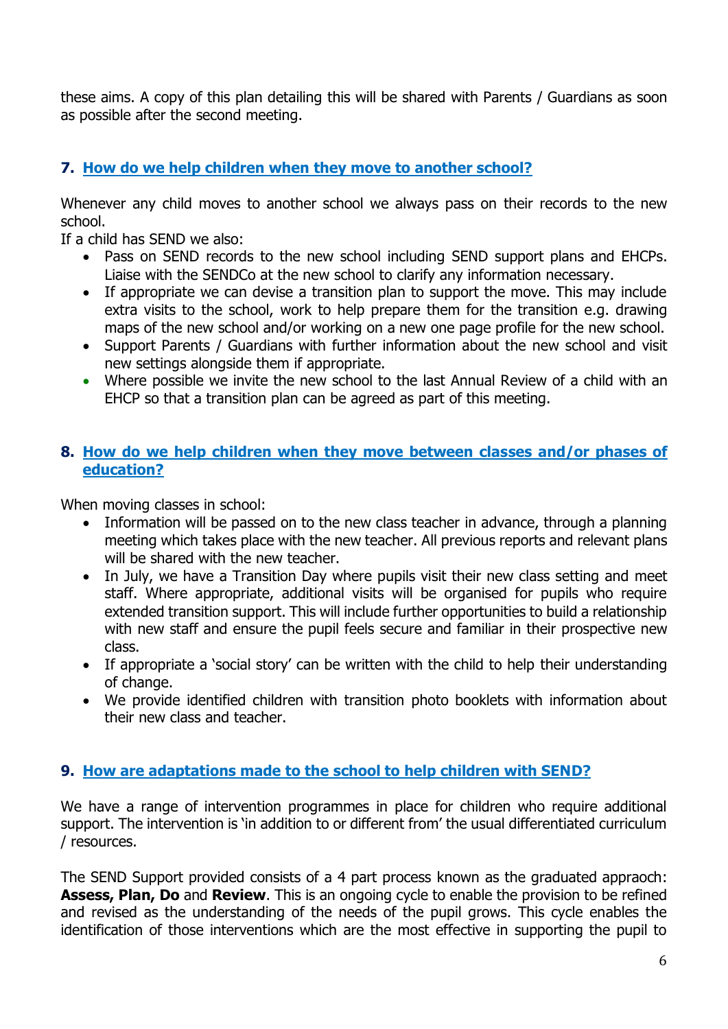these aims. A copy of this plan detailing this will be shared with Parents / Guardians as soon as possible after the second meeting.

## 7. How do we help children when they move to another school?

Whenever any child moves to another school we always pass on their records to the new school.
If a child has SEND we also:

- Pass on SEND records to the new school including SEND support plans and EHCPs. Liaise with the SENDCo at the new school to clarify any information necessary.
- If appropriate we can devise a transition plan to support the move. This may include extra visits to the school, work to help prepare them for the transition e.g. drawing maps of the new school and/or working on a new one page profile for the new school.
- Support Parents / Guardians with further information about the new school and visit new settings alongside them if appropriate.
- Where possible we invite the new school to the last Annual Review of a child with an EHCP so that a transition plan can be agreed as part of this meeting.

## 8. How do we help children when they move between classes and/or phases of education?

When moving classes in school:

- Information will be passed on to the new class teacher in advance, through a planning meeting which takes place with the new teacher. All previous reports and relevant plans will be shared with the new teacher.
- In July, we have a Transition Day where pupils visit their new class setting and meet staff. Where appropriate, additional visits will be organised for pupils who require extended transition support. This will include further opportunities to build a relationship with new staff and ensure the pupil feels secure and familiar in their prospective new class.
- If appropriate a 'social story' can be written with the child to help their understanding of change.
- We provide identified children with transition photo booklets with information about their new class and teacher.

## 9. How are adaptations made to the school to help children with SEND?

We have a range of intervention programmes in place for children who require additional support. The intervention is 'in addition to or different from' the usual differentiated curriculum / resources.

The SEND Support provided consists of a 4 part process known as the graduated appraoch: **Assess, Plan, Do** and **Review**. This is an ongoing cycle to enable the provision to be refined and revised as the understanding of the needs of the pupil grows. This cycle enables the identification of those interventions which are the most effective in supporting the pupil to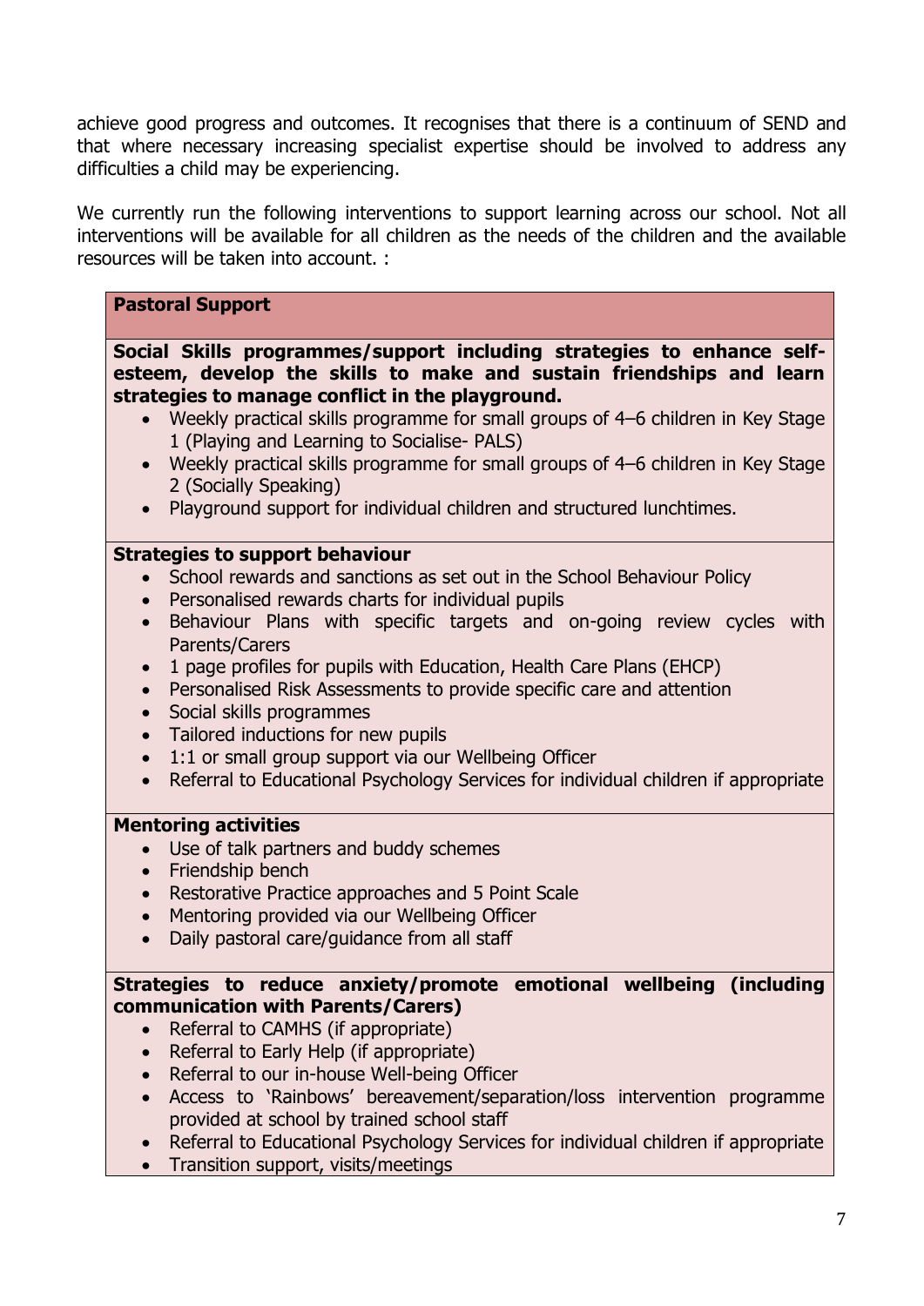achieve good progress and outcomes. It recognises that there is a continuum of SEND and that where necessary increasing specialist expertise should be involved to address any difficulties a child may be experiencing.

We currently run the following interventions to support learning across our school. Not all interventions will be available for all children as the needs of the children and the available resources will be taken into account. :

**Pastoral Support**

**Social Skills programmes/support including strategies to enhance self-esteem, develop the skills to make and sustain friendships and learn strategies to manage conflict in the playground.**

- Weekly practical skills programme for small groups of 4–6 children in Key Stage 1 (Playing and Learning to Socialise- PALS)
- Weekly practical skills programme for small groups of 4–6 children in Key Stage 2 (Socially Speaking)
- Playground support for individual children and structured lunchtimes.

**Strategies to support behaviour**

- School rewards and sanctions as set out in the School Behaviour Policy
- Personalised rewards charts for individual pupils
- Behaviour Plans with specific targets and on-going review cycles with Parents/Carers
- 1 page profiles for pupils with Education, Health Care Plans (EHCP)
- Personalised Risk Assessments to provide specific care and attention
- Social skills programmes
- Tailored inductions for new pupils
- 1:1 or small group support via our Wellbeing Officer
- Referral to Educational Psychology Services for individual children if appropriate

**Mentoring activities**

- Use of talk partners and buddy schemes
- Friendship bench
- Restorative Practice approaches and 5 Point Scale
- Mentoring provided via our Wellbeing Officer
- Daily pastoral care/guidance from all staff

**Strategies to reduce anxiety/promote emotional wellbeing (including communication with Parents/Carers)**

- Referral to CAMHS (if appropriate)
- Referral to Early Help (if appropriate)
- Referral to our in-house Well-being Officer
- Access to 'Rainbows' bereavement/separation/loss intervention programme provided at school by trained school staff
- Referral to Educational Psychology Services for individual children if appropriate
- Transition support, visits/meetings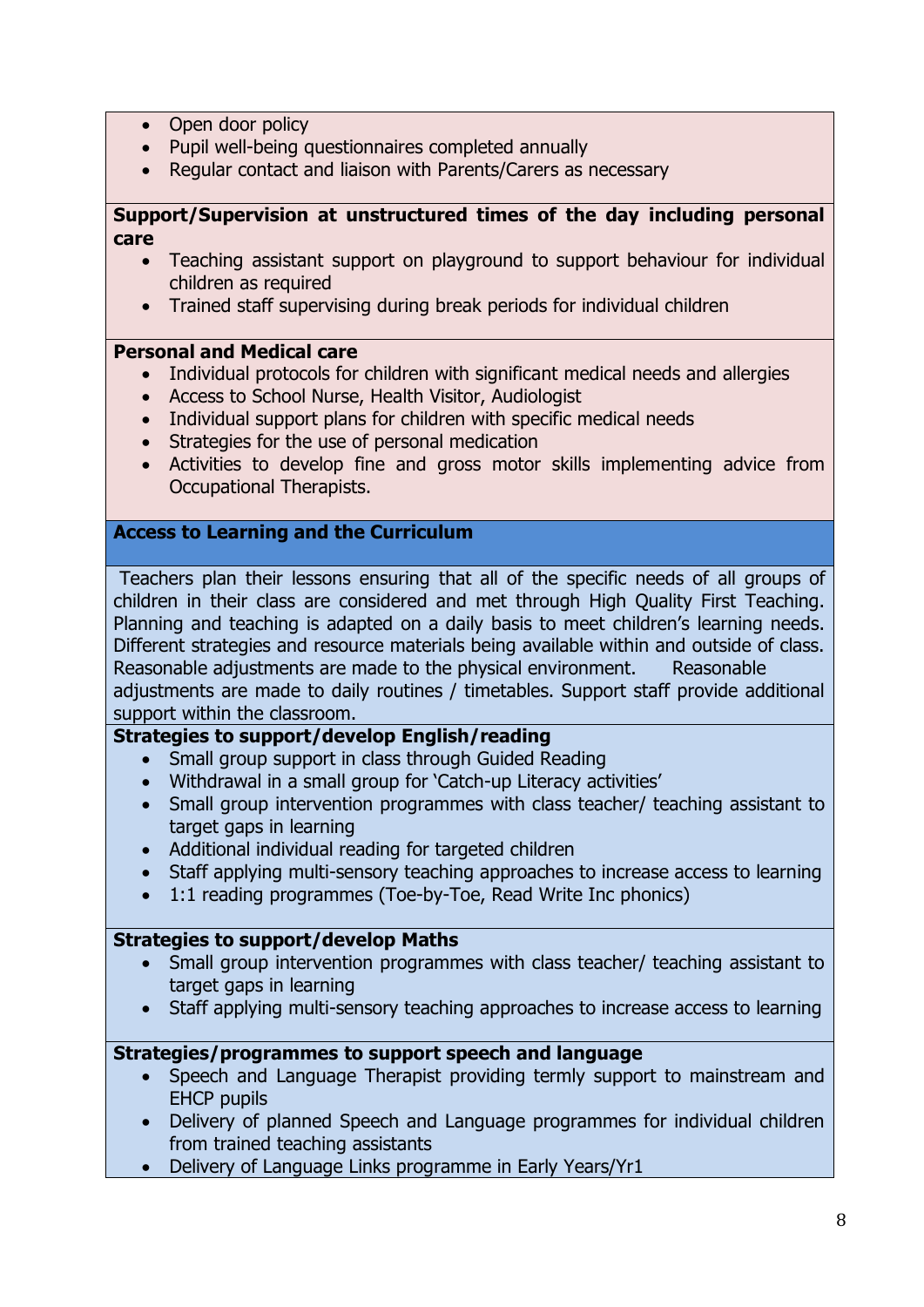- Open door policy
- Pupil well-being questionnaires completed annually
- Regular contact and liaison with Parents/Carers as necessary

**Support/Supervision at unstructured times of the day including personal care**

- Teaching assistant support on playground to support behaviour for individual children as required
- Trained staff supervising during break periods for individual children

**Personal and Medical care**

- Individual protocols for children with significant medical needs and allergies
- Access to School Nurse, Health Visitor, Audiologist
- Individual support plans for children with specific medical needs
- Strategies for the use of personal medication
- Activities to develop fine and gross motor skills implementing advice from Occupational Therapists.

## Access to Learning and the Curriculum

Teachers plan their lessons ensuring that all of the specific needs of all groups of children in their class are considered and met through High Quality First Teaching. Planning and teaching is adapted on a daily basis to meet children's learning needs. Different strategies and resource materials being available within and outside of class. Reasonable adjustments are made to the physical environment. Reasonable adjustments are made to daily routines / timetables. Support staff provide additional support within the classroom.

**Strategies to support/develop English/reading**

- Small group support in class through Guided Reading
- Withdrawal in a small group for 'Catch-up Literacy activities'
- Small group intervention programmes with class teacher/ teaching assistant to target gaps in learning
- Additional individual reading for targeted children
- Staff applying multi-sensory teaching approaches to increase access to learning
- 1:1 reading programmes (Toe-by-Toe, Read Write Inc phonics)

**Strategies to support/develop Maths**

- Small group intervention programmes with class teacher/ teaching assistant to target gaps in learning
- Staff applying multi-sensory teaching approaches to increase access to learning

**Strategies/programmes to support speech and language**

- Speech and Language Therapist providing termly support to mainstream and EHCP pupils
- Delivery of planned Speech and Language programmes for individual children from trained teaching assistants
- Delivery of Language Links programme in Early Years/Yr1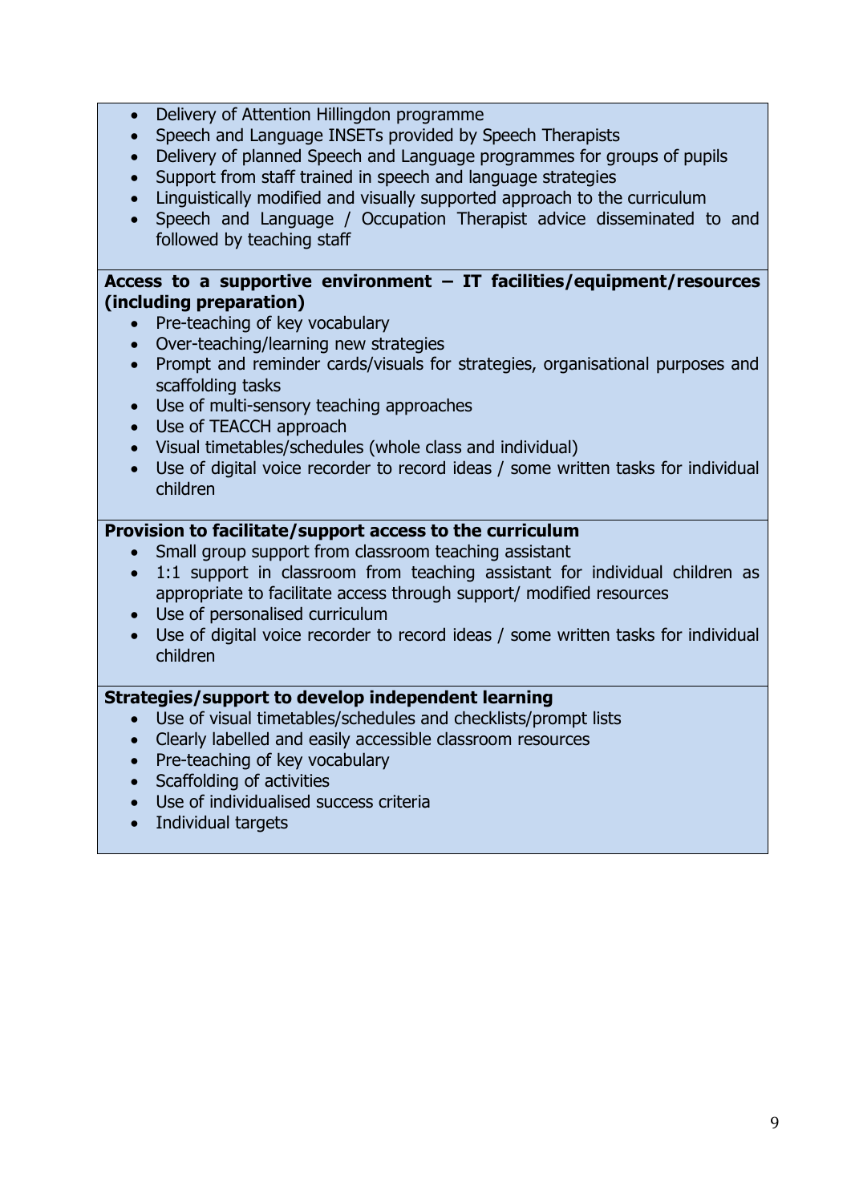- Delivery of Attention Hillingdon programme
- Speech and Language INSETs provided by Speech Therapists
- Delivery of planned Speech and Language programmes for groups of pupils
- Support from staff trained in speech and language strategies
- Linguistically modified and visually supported approach to the curriculum
- Speech and Language / Occupation Therapist advice disseminated to and followed by teaching staff

**Access to a supportive environment – IT facilities/equipment/resources (including preparation)**

- Pre-teaching of key vocabulary
- Over-teaching/learning new strategies
- Prompt and reminder cards/visuals for strategies, organisational purposes and scaffolding tasks
- Use of multi-sensory teaching approaches
- Use of TEACCH approach
- Visual timetables/schedules (whole class and individual)
- Use of digital voice recorder to record ideas / some written tasks for individual children

**Provision to facilitate/support access to the curriculum**

- Small group support from classroom teaching assistant
- 1:1 support in classroom from teaching assistant for individual children as appropriate to facilitate access through support/ modified resources
- Use of personalised curriculum
- Use of digital voice recorder to record ideas / some written tasks for individual children

**Strategies/support to develop independent learning**

- Use of visual timetables/schedules and checklists/prompt lists
- Clearly labelled and easily accessible classroom resources
- Pre-teaching of key vocabulary
- Scaffolding of activities
- Use of individualised success criteria
- Individual targets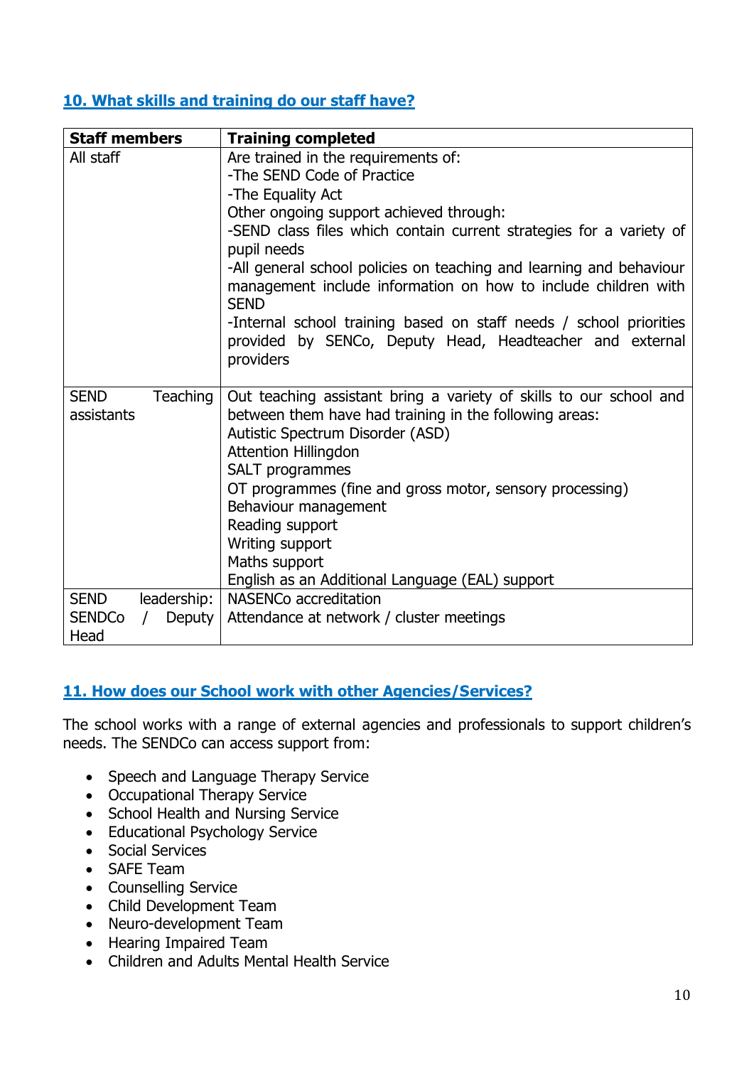## 10. What skills and training do our staff have?

| Staff members | Training completed |
|---|---|
| All staff | Are trained in the requirements of:<br>-The SEND Code of Practice<br>-The Equality Act<br>Other ongoing support achieved through:<br>-SEND class files which contain current strategies for a variety of pupil needs<br>-All general school policies on teaching and learning and behaviour management include information on how to include children with SEND<br>-Internal school training based on staff needs / school priorities provided by SENCo, Deputy Head, Headteacher and external providers |
| SEND Teaching assistants | Out teaching assistant bring a variety of skills to our school and between them have had training in the following areas:<br>Autistic Spectrum Disorder (ASD)<br>Attention Hillingdon<br>SALT programmes<br>OT programmes (fine and gross motor, sensory processing)<br>Behaviour management<br>Reading support<br>Writing support<br>Maths support<br>English as an Additional Language (EAL) support |
| SEND leadership: SENDCo / Deputy Head | NASENCo accreditation<br>Attendance at network / cluster meetings |

## 11. How does our School work with other Agencies/Services?

The school works with a range of external agencies and professionals to support children's needs. The SENDCo can access support from:

- Speech and Language Therapy Service
- Occupational Therapy Service
- School Health and Nursing Service
- Educational Psychology Service
- Social Services
- SAFE Team
- Counselling Service
- Child Development Team
- Neuro-development Team
- Hearing Impaired Team
- Children and Adults Mental Health Service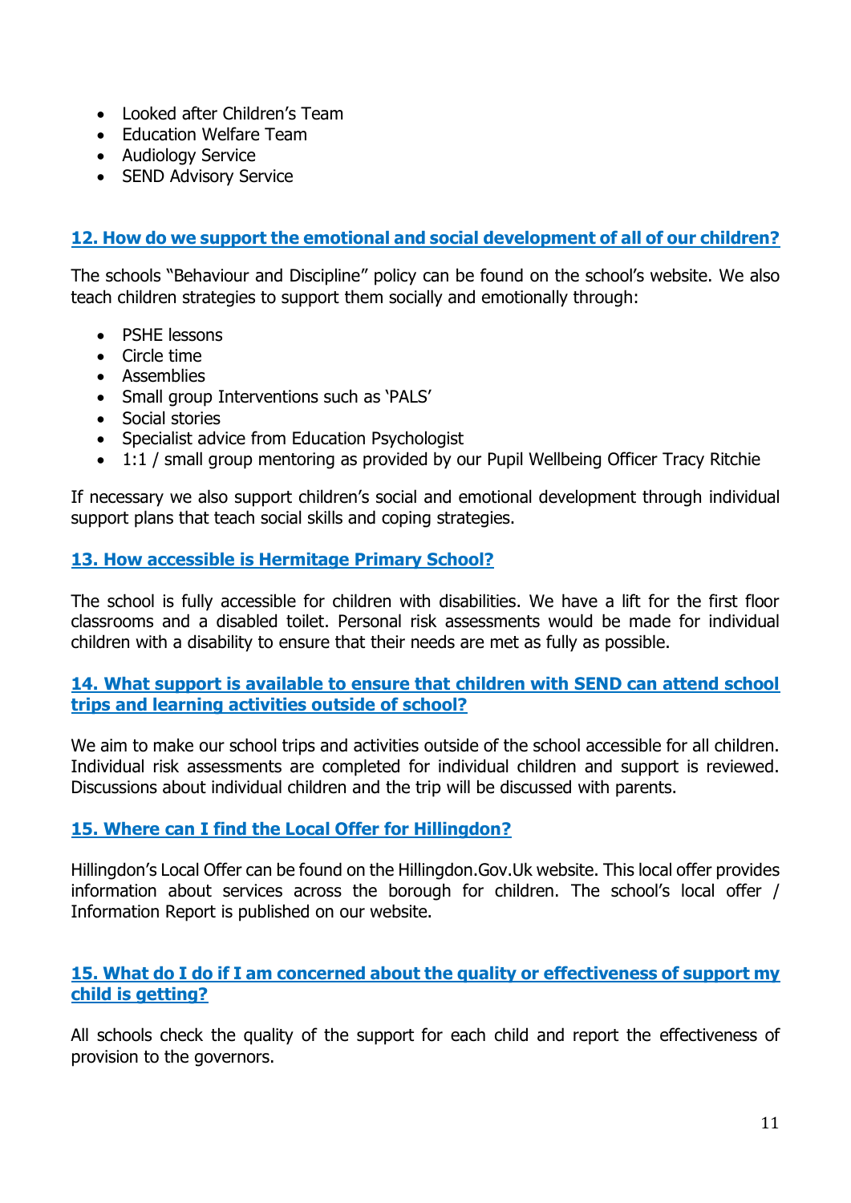- Looked after Children's Team
- Education Welfare Team
- Audiology Service
- SEND Advisory Service

## 12. How do we support the emotional and social development of all of our children?

The schools "Behaviour and Discipline" policy can be found on the school's website. We also teach children strategies to support them socially and emotionally through:

- PSHE lessons
- Circle time
- Assemblies
- Small group Interventions such as 'PALS'
- Social stories
- Specialist advice from Education Psychologist
- 1:1 / small group mentoring as provided by our Pupil Wellbeing Officer Tracy Ritchie

If necessary we also support children's social and emotional development through individual support plans that teach social skills and coping strategies.

## 13. How accessible is Hermitage Primary School?

The school is fully accessible for children with disabilities. We have a lift for the first floor classrooms and a disabled toilet. Personal risk assessments would be made for individual children with a disability to ensure that their needs are met as fully as possible.

## 14. What support is available to ensure that children with SEND can attend school trips and learning activities outside of school?

We aim to make our school trips and activities outside of the school accessible for all children. Individual risk assessments are completed for individual children and support is reviewed. Discussions about individual children and the trip will be discussed with parents.

## 15. Where can I find the Local Offer for Hillingdon?

Hillingdon's Local Offer can be found on the Hillingdon.Gov.Uk website. This local offer provides information about services across the borough for children. The school's local offer / Information Report is published on our website.

## 15. What do I do if I am concerned about the quality or effectiveness of support my child is getting?

All schools check the quality of the support for each child and report the effectiveness of provision to the governors.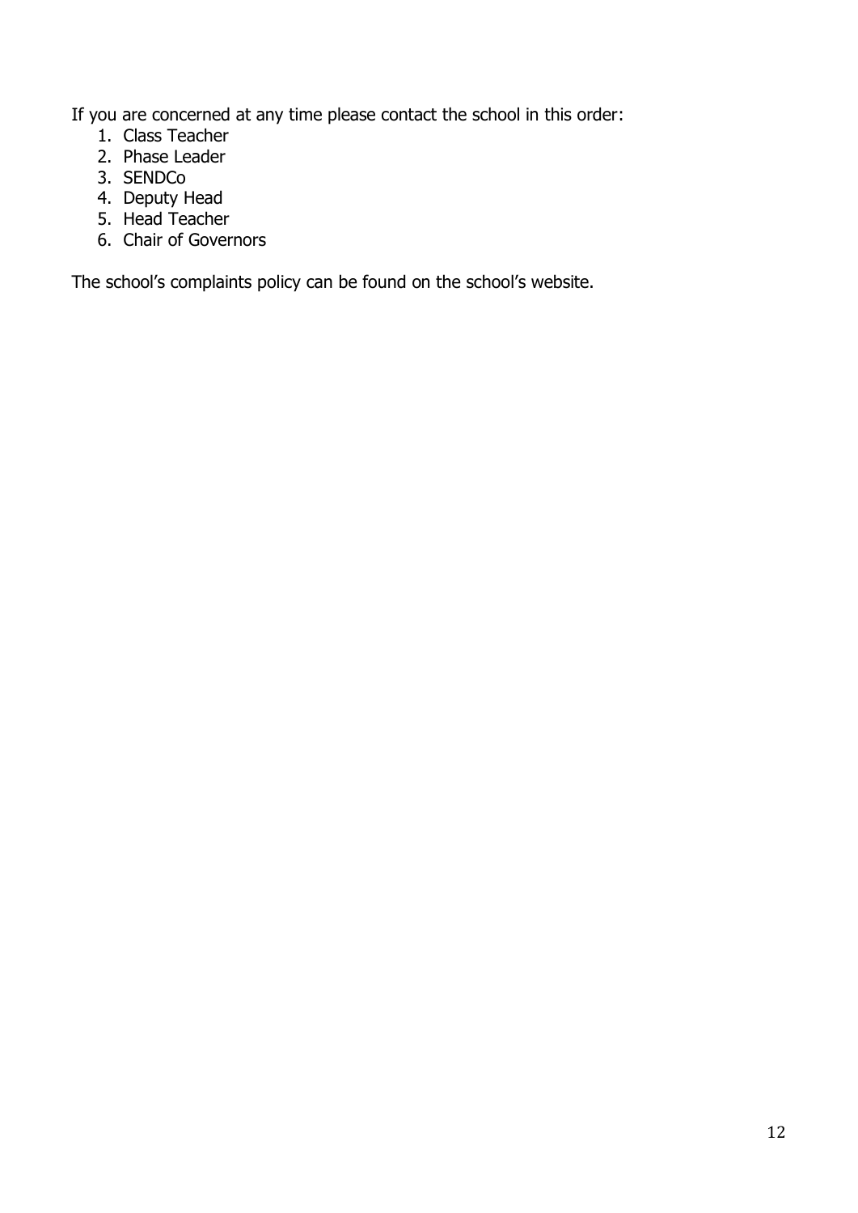If you are concerned at any time please contact the school in this order:

1. Class Teacher
2. Phase Leader
3. SENDCo
4. Deputy Head
5. Head Teacher
6. Chair of Governors

The school's complaints policy can be found on the school's website.